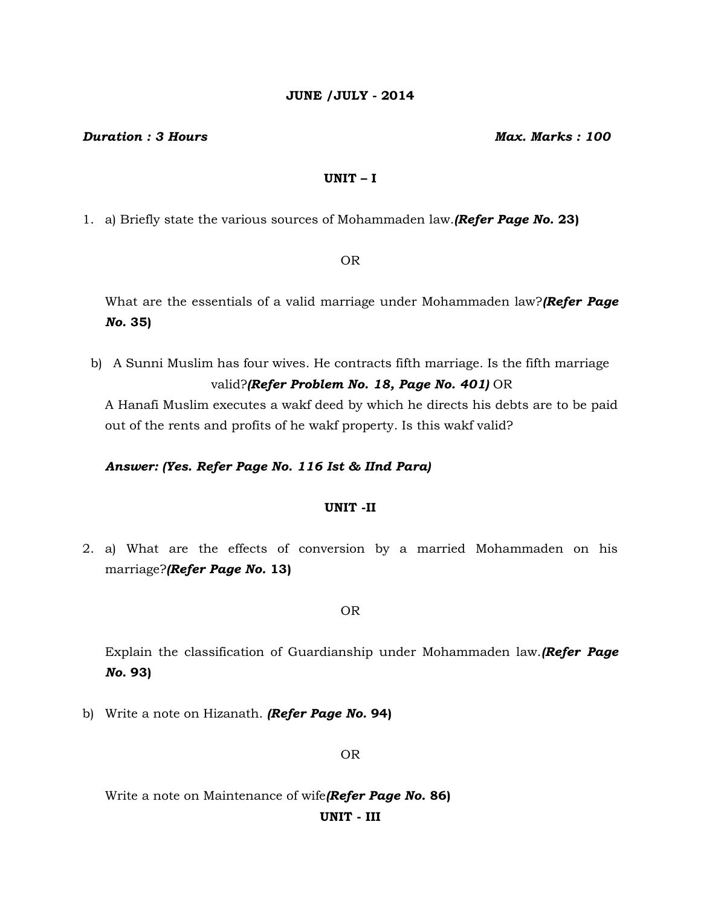**JUNE /JULY - 2014**

***Duration : 3 Hours*** **Max. Marks : 100**

**UNIT – I**

1. a) Briefly state the various sources of Mohammaden law.***(Refer Page No.* 23)**

OR

What are the essentials of a valid marriage under Mohammaden law?***(Refer Page No.* 35)**

b) A Sunni Muslim has four wives. He contracts fifth marriage. Is the fifth marriage valid?***(Refer Problem No. 18, Page No. 401)*** OR

A Hanafi Muslim executes a wakf deed by which he directs his debts are to be paid out of the rents and profits of he wakf property. Is this wakf valid?

***Answer: (Yes. Refer Page No. 116 Ist & IInd Para)***

**UNIT -II**

2. a) What are the effects of conversion by a married Mohammaden on his marriage?***(Refer Page No.* 13)**

OR

Explain the classification of Guardianship under Mohammaden law.***(Refer Page No.* 93)**

b) Write a note on Hizanath. ***(Refer Page No.* 94)**

OR

Write a note on Maintenance of wife***(Refer Page No.* 86)**

**UNIT - III**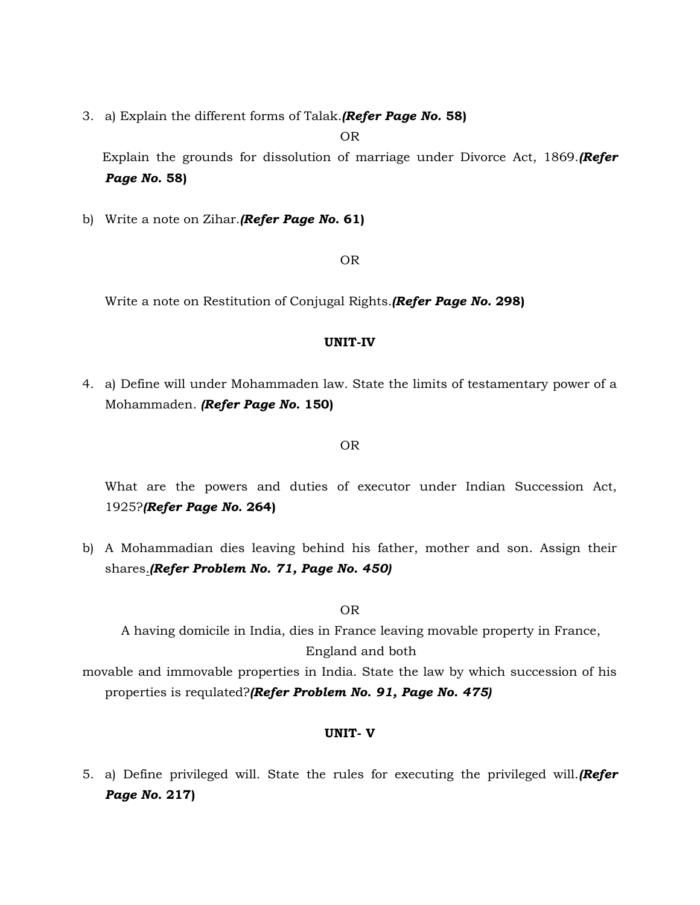3. a) Explain the different forms of Talak.***(Refer Page No.* 58)**

OR

Explain the grounds for dissolution of marriage under Divorce Act, 1869.***(Refer Page No.* 58)**

b) Write a note on Zihar.***(Refer Page No.* 61)**

OR

Write a note on Restitution of Conjugal Rights.***(Refer Page No.* 298)**

**UNIT-IV**

4. a) Define will under Mohammaden law. State the limits of testamentary power of a Mohammaden. ***(Refer Page No.* 150)**

OR

What are the powers and duties of executor under Indian Succession Act, 1925?***(Refer Page No.* 264)**

b) A Mohammadian dies leaving behind his father, mother and son. Assign their shares.***(Refer Problem No. 71, Page No. 450)***

OR

A having domicile in India, dies in France leaving movable property in France, England and both movable and immovable properties in India. State the law by which succession of his properties is requlated?***(Refer Problem No. 91, Page No. 475)***

**UNIT- V**

5. a) Define privileged will. State the rules for executing the privileged will.***(Refer Page No.* 217)**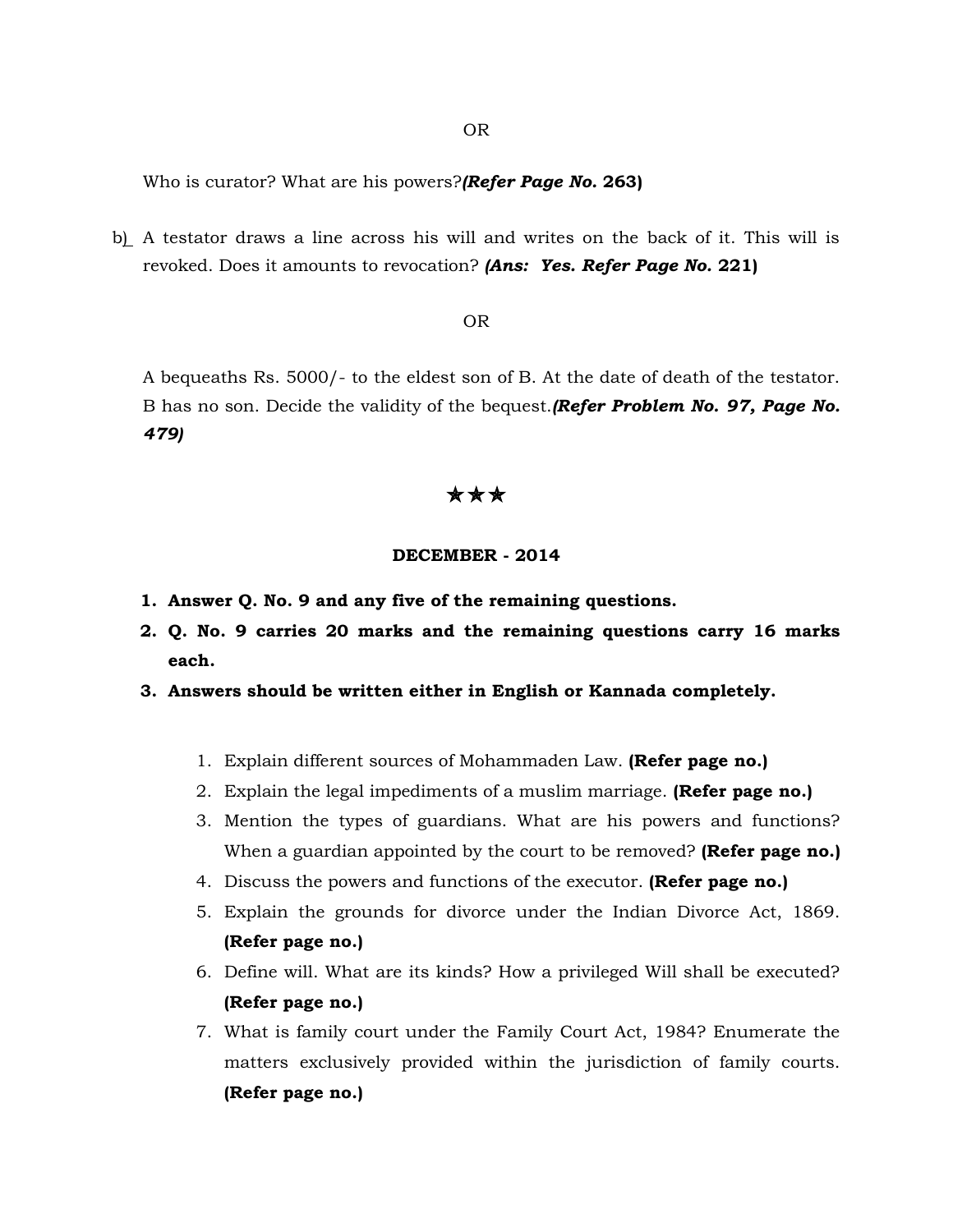OR

Who is curator? What are his powers?***(Refer Page No.*** **263)**

b) A testator draws a line across his will and writes on the back of it. This will is revoked. Does it amounts to revocation? ***(Ans: Yes. Refer Page No.*** **221)**

OR

A bequeaths Rs. 5000/- to the eldest son of B. At the date of death of the testator. B has no son. Decide the validity of the bequest.***(Refer Problem No. 97, Page No. 479)***

★★★

**DECEMBER - 2014**

1. **Answer Q. No. 9 and any five of the remaining questions.**
2. **Q. No. 9 carries 20 marks and the remaining questions carry 16 marks each.**
3. **Answers should be written either in English or Kannada completely.**

1. Explain different sources of Mohammaden Law. **(Refer page no.)**
2. Explain the legal impediments of a muslim marriage. **(Refer page no.)**
3. Mention the types of guardians. What are his powers and functions? When a guardian appointed by the court to be removed? **(Refer page no.)**
4. Discuss the powers and functions of the executor. **(Refer page no.)**
5. Explain the grounds for divorce under the Indian Divorce Act, 1869. **(Refer page no.)**
6. Define will. What are its kinds? How a privileged Will shall be executed? **(Refer page no.)**
7. What is family court under the Family Court Act, 1984? Enumerate the matters exclusively provided within the jurisdiction of family courts. **(Refer page no.)**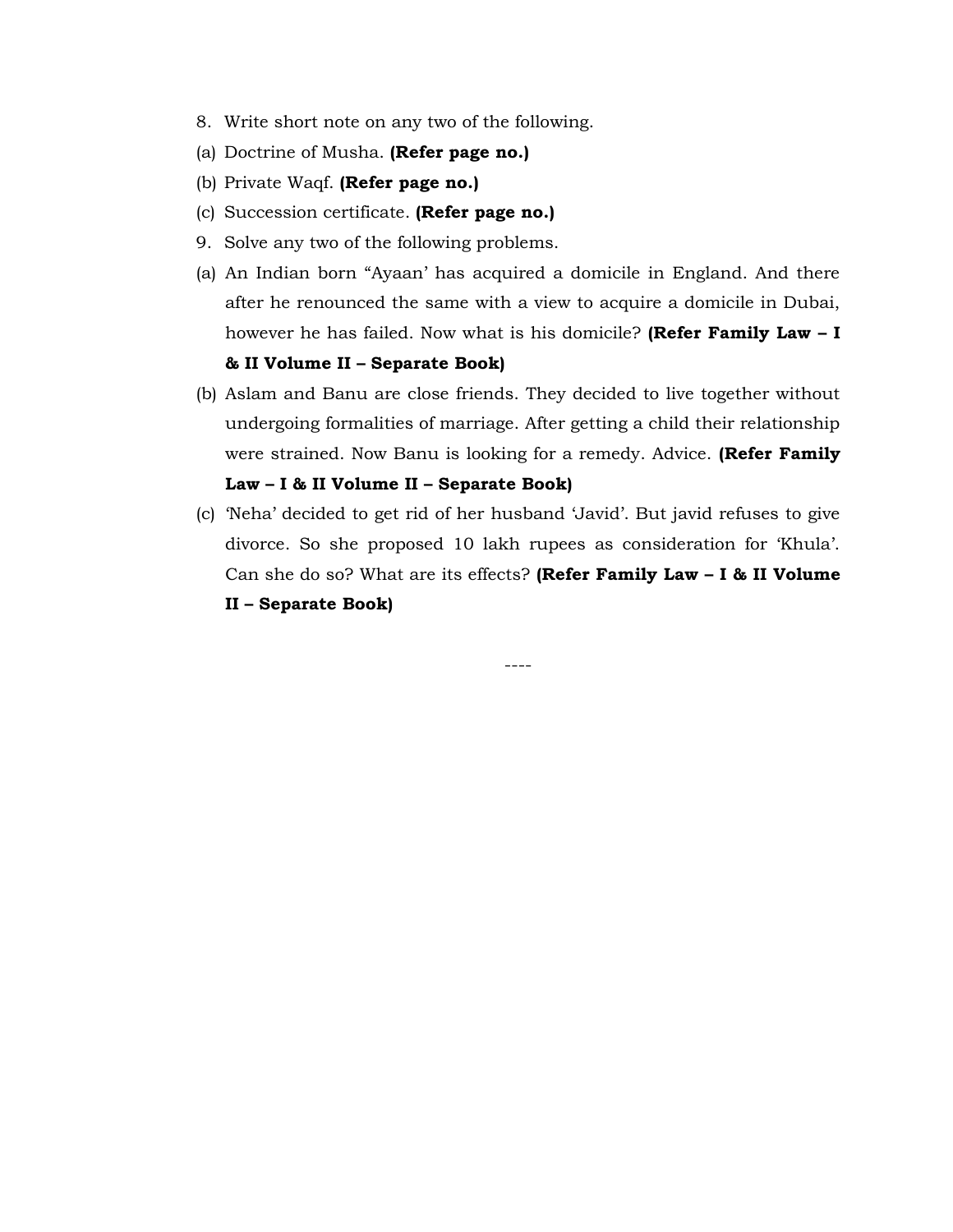8. Write short note on any two of the following.

(a) Doctrine of Musha. **(Refer page no.)**

(b) Private Waqf. **(Refer page no.)**

(c) Succession certificate. **(Refer page no.)**

9. Solve any two of the following problems.

(a) An Indian born "Ayaan' has acquired a domicile in England. And there after he renounced the same with a view to acquire a domicile in Dubai, however he has failed. Now what is his domicile? **(Refer Family Law – I & II Volume II – Separate Book)**

(b) Aslam and Banu are close friends. They decided to live together without undergoing formalities of marriage. After getting a child their relationship were strained. Now Banu is looking for a remedy. Advice. **(Refer Family Law – I & II Volume II – Separate Book)**

(c) 'Neha' decided to get rid of her husband 'Javid'. But javid refuses to give divorce. So she proposed 10 lakh rupees as consideration for 'Khula'. Can she do so? What are its effects? **(Refer Family Law – I & II Volume II – Separate Book)**

----